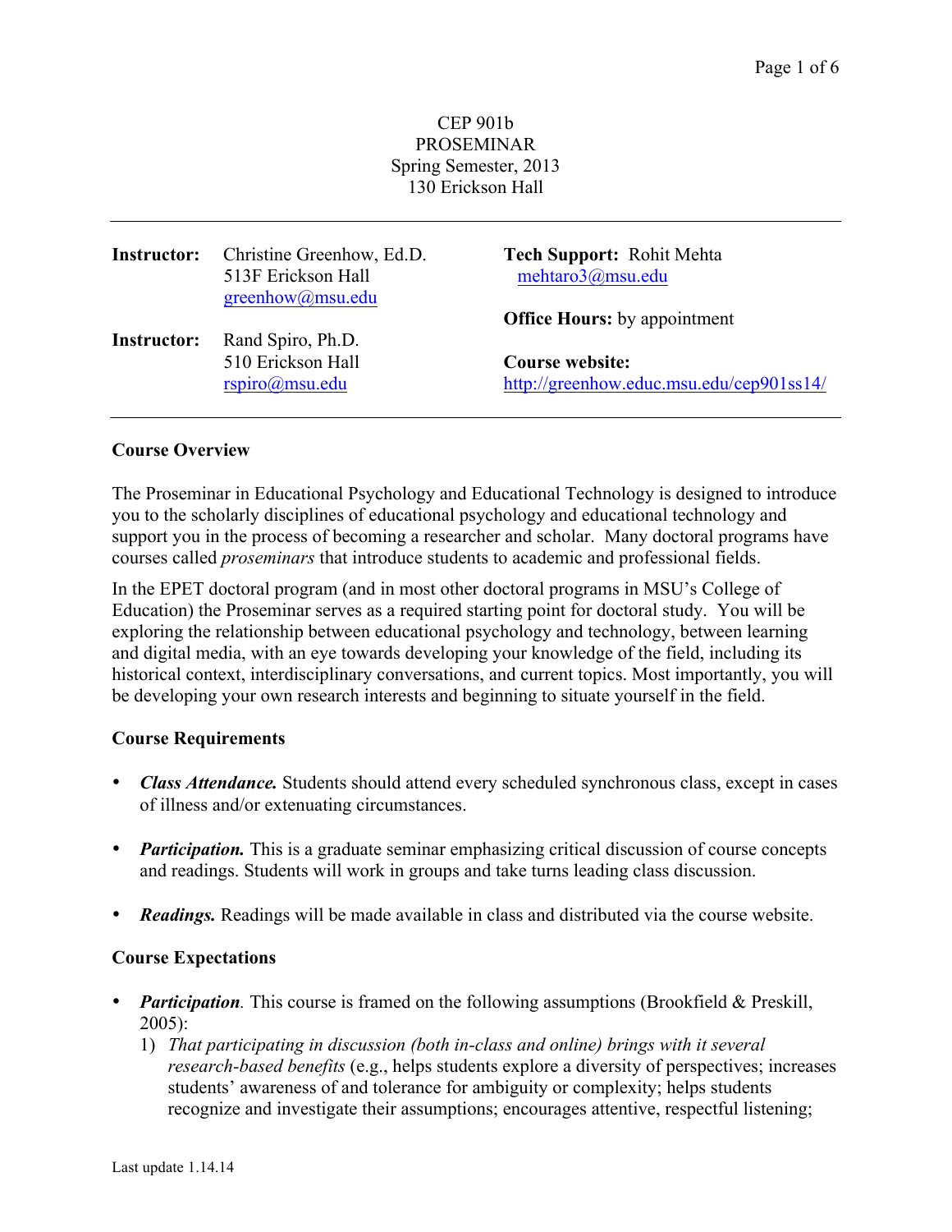CEP 901b
PROSEMINAR
Spring Semester, 2013
130 Erickson Hall

---

**Instructor:** Christine Greenhow, Ed.D.
513F Erickson Hall
greenhow@msu.edu

**Instructor:** Rand Spiro, Ph.D.
510 Erickson Hall
rspiro@msu.edu

**Tech Support:** Rohit Mehta
mehtaro3@msu.edu

**Office Hours:** by appointment

**Course website:**
http://greenhow.educ.msu.edu/cep901ss14/

---

**Course Overview**

The Proseminar in Educational Psychology and Educational Technology is designed to introduce you to the scholarly disciplines of educational psychology and educational technology and support you in the process of becoming a researcher and scholar. Many doctoral programs have courses called *proseminars* that introduce students to academic and professional fields.

In the EPET doctoral program (and in most other doctoral programs in MSU's College of Education) the Proseminar serves as a required starting point for doctoral study. You will be exploring the relationship between educational psychology and technology, between learning and digital media, with an eye towards developing your knowledge of the field, including its historical context, interdisciplinary conversations, and current topics. Most importantly, you will be developing your own research interests and beginning to situate yourself in the field.

**Course Requirements**

- ***Class Attendance.*** Students should attend every scheduled synchronous class, except in cases of illness and/or extenuating circumstances.
- ***Participation.*** This is a graduate seminar emphasizing critical discussion of course concepts and readings. Students will work in groups and take turns leading class discussion.
- ***Readings.*** Readings will be made available in class and distributed via the course website.

**Course Expectations**

- ***Participation****.* This course is framed on the following assumptions (Brookfield & Preskill, 2005):
  1) *That participating in discussion (both in-class and online) brings with it several research-based benefits* (e.g., helps students explore a diversity of perspectives; increases students' awareness of and tolerance for ambiguity or complexity; helps students recognize and investigate their assumptions; encourages attentive, respectful listening;

Last update 1.14.14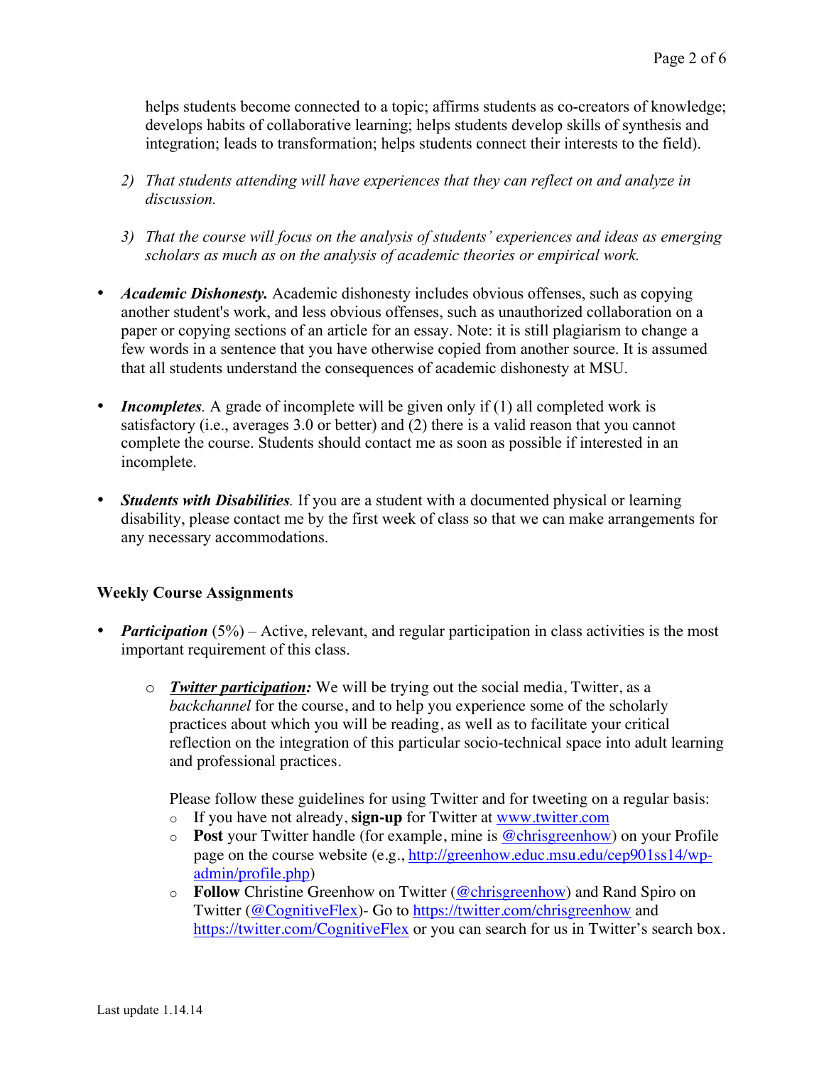helps students become connected to a topic; affirms students as co-creators of knowledge; develops habits of collaborative learning; helps students develop skills of synthesis and integration; leads to transformation; helps students connect their interests to the field).

2) *That students attending will have experiences that they can reflect on and analyze in discussion.*

3) *That the course will focus on the analysis of students' experiences and ideas as emerging scholars as much as on the analysis of academic theories or empirical work.*

- ***Academic Dishonesty.*** Academic dishonesty includes obvious offenses, such as copying another student's work, and less obvious offenses, such as unauthorized collaboration on a paper or copying sections of an article for an essay. Note: it is still plagiarism to change a few words in a sentence that you have otherwise copied from another source. It is assumed that all students understand the consequences of academic dishonesty at MSU.

- ***Incompletes***. A grade of incomplete will be given only if (1) all completed work is satisfactory (i.e., averages 3.0 or better) and (2) there is a valid reason that you cannot complete the course. Students should contact me as soon as possible if interested in an incomplete.

- ***Students with Disabilities***. If you are a student with a documented physical or learning disability, please contact me by the first week of class so that we can make arrangements for any necessary accommodations.

## Weekly Course Assignments

- ***Participation*** (5%) – Active, relevant, and regular participation in class activities is the most important requirement of this class.

  - ***Twitter participation:*** We will be trying out the social media, Twitter, as a *backchannel* for the course, and to help you experience some of the scholarly practices about which you will be reading, as well as to facilitate your critical reflection on the integration of this particular socio-technical space into adult learning and professional practices.

    Please follow these guidelines for using Twitter and for tweeting on a regular basis:
    - If you have not already, **sign-up** for Twitter at www.twitter.com
    - **Post** your Twitter handle (for example, mine is @chrisgreenhow) on your Profile page on the course website (e.g., http://greenhow.educ.msu.edu/cep901ss14/wp-admin/profile.php)
    - **Follow** Christine Greenhow on Twitter (@chrisgreenhow) and Rand Spiro on Twitter (@CognitiveFlex)- Go to https://twitter.com/chrisgreenhow and https://twitter.com/CognitiveFlex or you can search for us in Twitter's search box.

Last update 1.14.14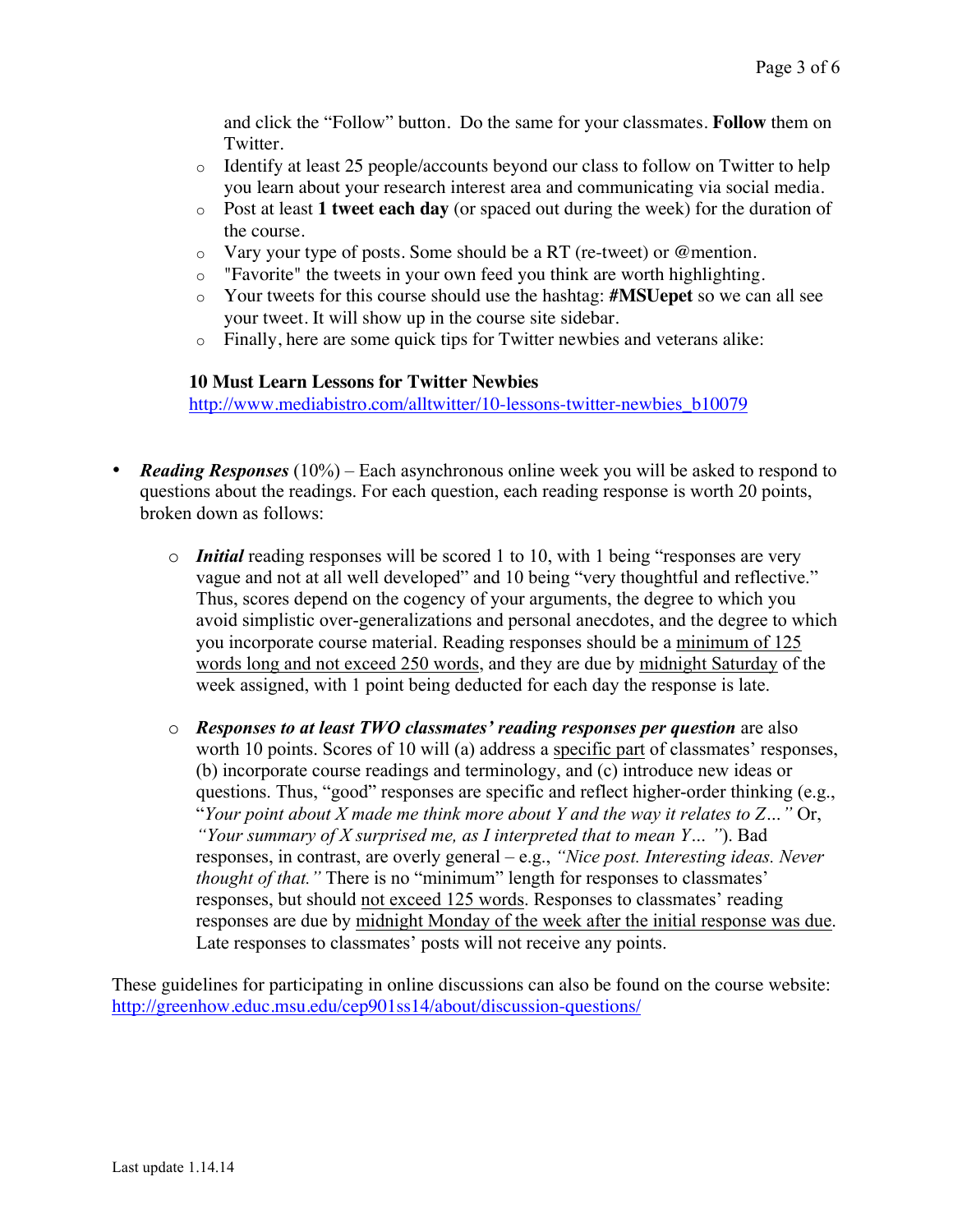and click the "Follow" button. Do the same for your classmates. **Follow** them on Twitter.

- Identify at least 25 people/accounts beyond our class to follow on Twitter to help you learn about your research interest area and communicating via social media.
- Post at least **1 tweet each day** (or spaced out during the week) for the duration of the course.
- Vary your type of posts. Some should be a RT (re-tweet) or @mention.
- "Favorite" the tweets in your own feed you think are worth highlighting.
- Your tweets for this course should use the hashtag: **#MSUepet** so we can all see your tweet. It will show up in the course site sidebar.
- Finally, here are some quick tips for Twitter newbies and veterans alike:

**10 Must Learn Lessons for Twitter Newbies**
http://www.mediabistro.com/alltwitter/10-lessons-twitter-newbies_b10079

- ***Reading Responses*** (10%) – Each asynchronous online week you will be asked to respond to questions about the readings. For each question, each reading response is worth 20 points, broken down as follows:

  - ***Initial*** reading responses will be scored 1 to 10, with 1 being "responses are very vague and not at all well developed" and 10 being "very thoughtful and reflective." Thus, scores depend on the cogency of your arguments, the degree to which you avoid simplistic over-generalizations and personal anecdotes, and the degree to which you incorporate course material. Reading responses should be a minimum of 125 words long and not exceed 250 words, and they are due by midnight Saturday of the week assigned, with 1 point being deducted for each day the response is late.

  - ***Responses to at least TWO classmates' reading responses per question*** are also worth 10 points. Scores of 10 will (a) address a specific part of classmates' responses, (b) incorporate course readings and terminology, and (c) introduce new ideas or questions. Thus, "good" responses are specific and reflect higher-order thinking (e.g., "*Your point about X made me think more about Y and the way it relates to Z…*" Or, *"Your summary of X surprised me, as I interpreted that to mean Y… "*). Bad responses, in contrast, are overly general – e.g., *"Nice post. Interesting ideas. Never thought of that."* There is no "minimum" length for responses to classmates' responses, but should not exceed 125 words. Responses to classmates' reading responses are due by midnight Monday of the week after the initial response was due. Late responses to classmates' posts will not receive any points.

These guidelines for participating in online discussions can also be found on the course website: http://greenhow.educ.msu.edu/cep901ss14/about/discussion-questions/

Last update 1.14.14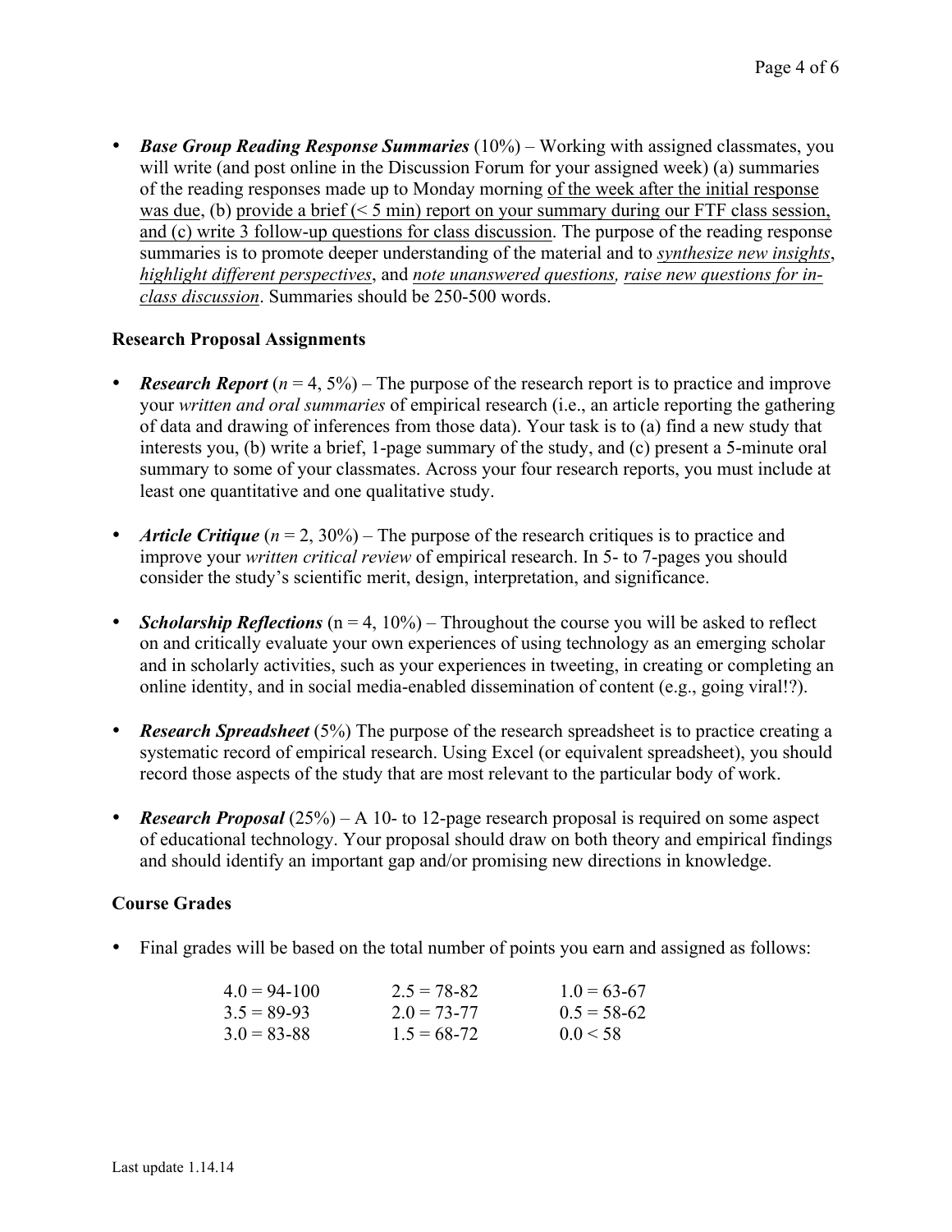- ***Base Group Reading Response Summaries*** (10%) – Working with assigned classmates, you will write (and post online in the Discussion Forum for your assigned week) (a) summaries of the reading responses made up to Monday morning <u>of the week after the initial response was due</u>, (b) <u>provide a brief (< 5 min) report on your summary during our FTF class session, and (c) write 3 follow-up questions for class discussion</u>. The purpose of the reading response summaries is to promote deeper understanding of the material and to <u>*synthesize new insights*</u>, <u>*highlight different perspectives*</u>, and <u>*note unanswered questions,*</u> <u>*raise new questions for in-class discussion*</u>. Summaries should be 250-500 words.

**Research Proposal Assignments**

- ***Research Report*** (*n* = 4, 5%) – The purpose of the research report is to practice and improve your *written and oral summaries* of empirical research (i.e., an article reporting the gathering of data and drawing of inferences from those data). Your task is to (a) find a new study that interests you, (b) write a brief, 1-page summary of the study, and (c) present a 5-minute oral summary to some of your classmates. Across your four research reports, you must include at least one quantitative and one qualitative study.

- ***Article Critique*** (*n* = 2, 30%) – The purpose of the research critiques is to practice and improve your *written critical review* of empirical research. In 5- to 7-pages you should consider the study's scientific merit, design, interpretation, and significance.

- ***Scholarship Reflections*** (n = 4, 10%) – Throughout the course you will be asked to reflect on and critically evaluate your own experiences of using technology as an emerging scholar and in scholarly activities, such as your experiences in tweeting, in creating or completing an online identity, and in social media-enabled dissemination of content (e.g., going viral!?).

- ***Research Spreadsheet*** (5%) The purpose of the research spreadsheet is to practice creating a systematic record of empirical research. Using Excel (or equivalent spreadsheet), you should record those aspects of the study that are most relevant to the particular body of work.

- ***Research Proposal*** (25%) – A 10- to 12-page research proposal is required on some aspect of educational technology. Your proposal should draw on both theory and empirical findings and should identify an important gap and/or promising new directions in knowledge.

**Course Grades**

- Final grades will be based on the total number of points you earn and assigned as follows:

| | | |
|---|---|---|
| 4.0 = 94-100 | 2.5 = 78-82 | 1.0 = 63-67 |
| 3.5 = 89-93 | 2.0 = 73-77 | 0.5 = 58-62 |
| 3.0 = 83-88 | 1.5 = 68-72 | 0.0 < 58 |

Last update 1.14.14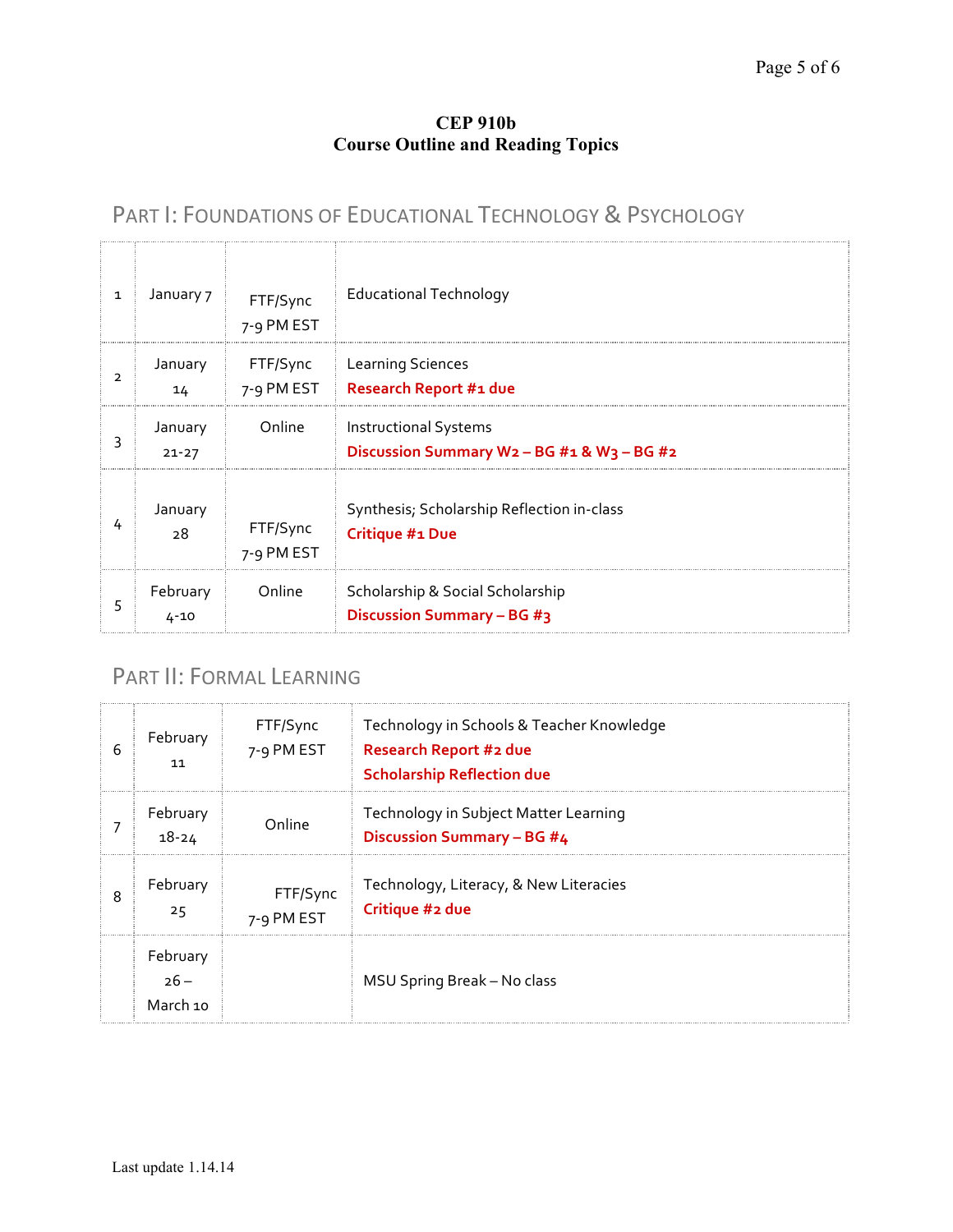**CEP 910b**
**Course Outline and Reading Topics**

## Part I: Foundations of Educational Technology & Psychology

| | | | |
|---|---|---|---|
| 1 | January 7 | FTF/Sync 7-9 PM EST | Educational Technology |
| 2 | January 14 | FTF/Sync 7-9 PM EST | Learning Sciences<br>**Research Report #1 due** |
| 3 | January 21-27 | Online | Instructional Systems<br>**Discussion Summary W2 – BG #1 & W3 – BG #2** |
| 4 | January 28 | FTF/Sync 7-9 PM EST | Synthesis; Scholarship Reflection in-class<br>**Critique #1 Due** |
| 5 | February 4-10 | Online | Scholarship & Social Scholarship<br>**Discussion Summary – BG #3** |

## Part II: Formal Learning

| | | | |
|---|---|---|---|
| 6 | February 11 | FTF/Sync 7-9 PM EST | Technology in Schools & Teacher Knowledge<br>**Research Report #2 due**<br>**Scholarship Reflection due** |
| 7 | February 18-24 | Online | Technology in Subject Matter Learning<br>**Discussion Summary – BG #4** |
| 8 | February 25 | FTF/Sync 7-9 PM EST | Technology, Literacy, & New Literacies<br>**Critique #2 due** |
| | February 26 – March 10 | | MSU Spring Break – No class |

Last update 1.14.14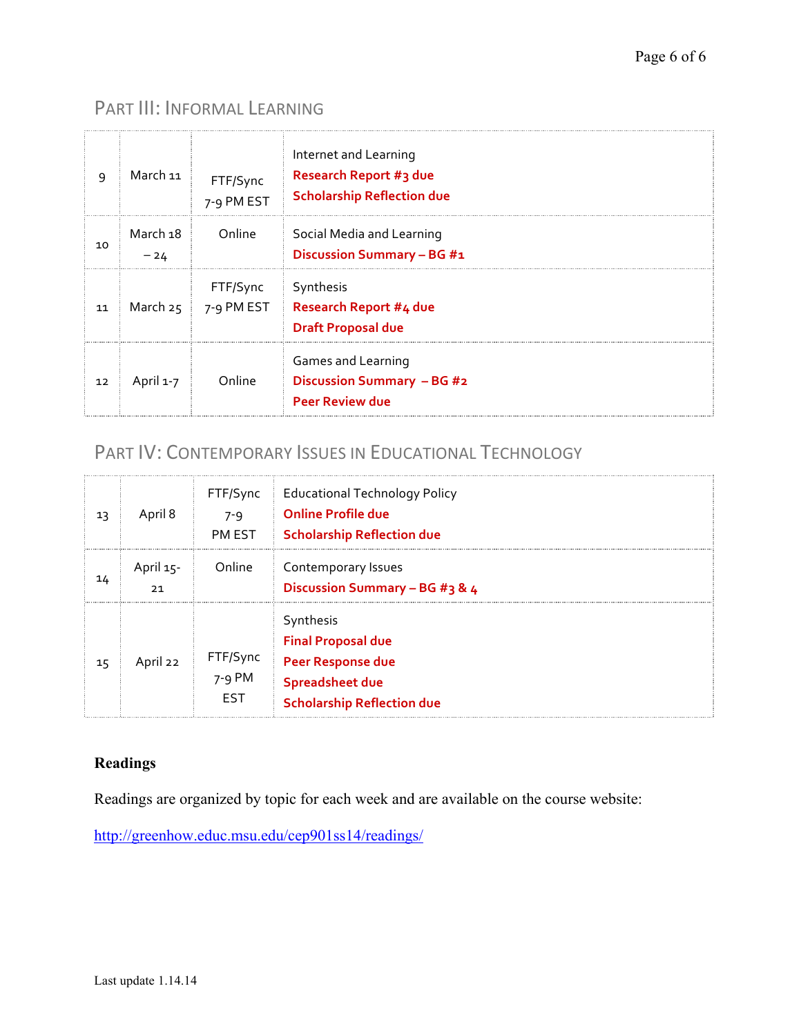## Part III: Informal Learning

| | | | |
|---|---|---|---|
| 9 | March 11 | FTF/Sync 7-9 PM EST | Internet and Learning<br>**Research Report #3 due**<br>**Scholarship Reflection due** |
| 10 | March 18 – 24 | Online | Social Media and Learning<br>**Discussion Summary – BG #1** |
| 11 | March 25 | FTF/Sync 7-9 PM EST | Synthesis<br>**Research Report #4 due**<br>**Draft Proposal due** |
| 12 | April 1-7 | Online | Games and Learning<br>**Discussion Summary – BG #2**<br>**Peer Review due** |

## Part IV: Contemporary Issues in Educational Technology

| | | | |
|---|---|---|---|
| 13 | April 8 | FTF/Sync 7-9 PM EST | Educational Technology Policy<br>**Online Profile due**<br>**Scholarship Reflection due** |
| 14 | April 15-21 | Online | Contemporary Issues<br>**Discussion Summary – BG #3 & 4** |
| 15 | April 22 | FTF/Sync 7-9 PM EST | Synthesis<br>**Final Proposal due**<br>**Peer Response due**<br>**Spreadsheet due**<br>**Scholarship Reflection due** |

### Readings

Readings are organized by topic for each week and are available on the course website:

http://greenhow.educ.msu.edu/cep901ss14/readings/

Last update 1.14.14